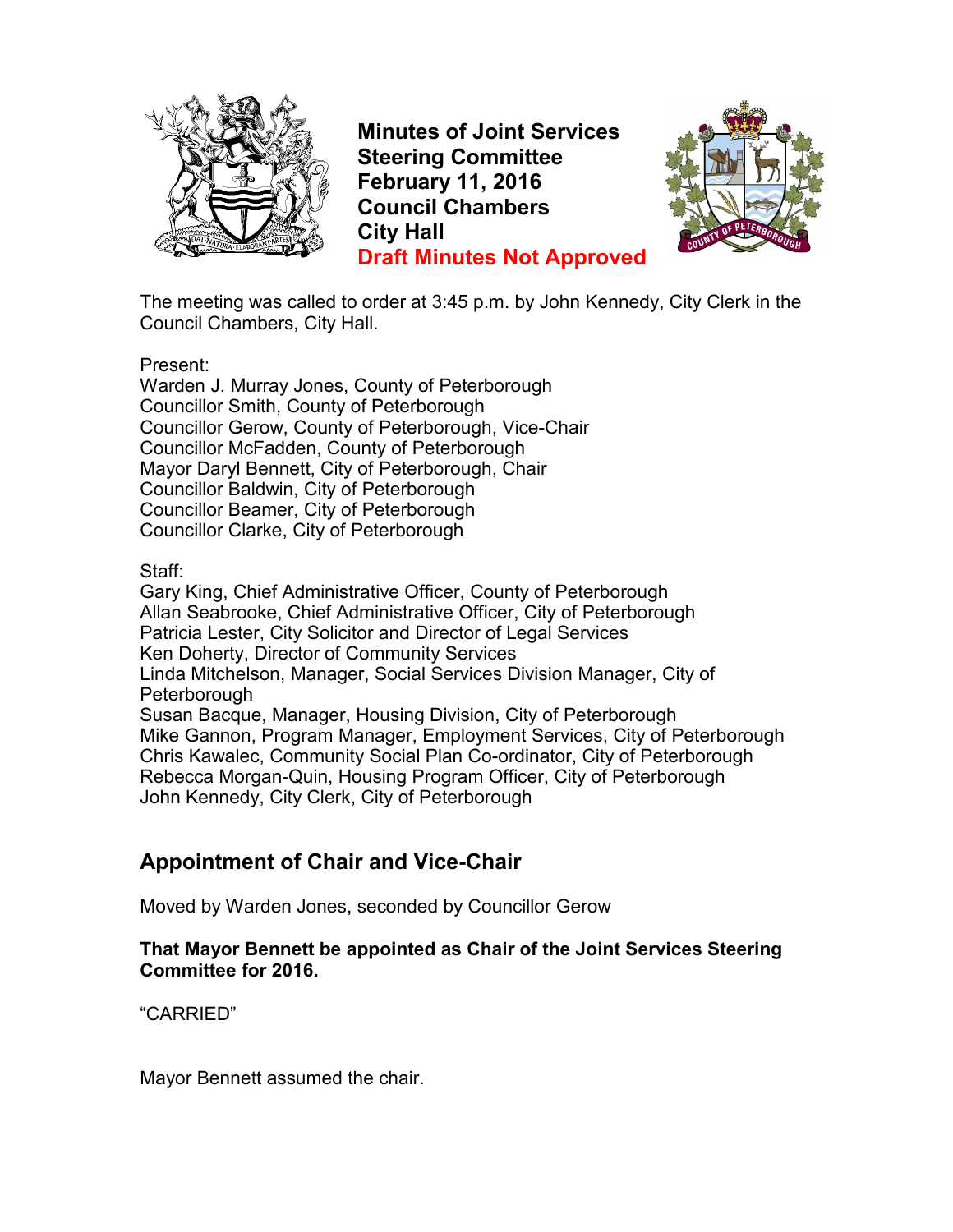# Minutes of Joint Services Steering Committee
**February 11, 2016**
**Council Chambers**
**City Hall**
**Draft Minutes Not Approved**

The meeting was called to order at 3:45 p.m. by John Kennedy, City Clerk in the Council Chambers, City Hall.

Present:
Warden J. Murray Jones, County of Peterborough
Councillor Smith, County of Peterborough
Councillor Gerow, County of Peterborough, Vice-Chair
Councillor McFadden, County of Peterborough
Mayor Daryl Bennett, City of Peterborough, Chair
Councillor Baldwin, City of Peterborough
Councillor Beamer, City of Peterborough
Councillor Clarke, City of Peterborough

Staff:
Gary King, Chief Administrative Officer, County of Peterborough
Allan Seabrooke, Chief Administrative Officer, City of Peterborough
Patricia Lester, City Solicitor and Director of Legal Services
Ken Doherty, Director of Community Services
Linda Mitchelson, Manager, Social Services Division Manager, City of Peterborough
Susan Bacque, Manager, Housing Division, City of Peterborough
Mike Gannon, Program Manager, Employment Services, City of Peterborough
Chris Kawalec, Community Social Plan Co-ordinator, City of Peterborough
Rebecca Morgan-Quin, Housing Program Officer, City of Peterborough
John Kennedy, City Clerk, City of Peterborough

## Appointment of Chair and Vice-Chair

Moved by Warden Jones, seconded by Councillor Gerow

**That Mayor Bennett be appointed as Chair of the Joint Services Steering Committee for 2016.**

"CARRIED"

Mayor Bennett assumed the chair.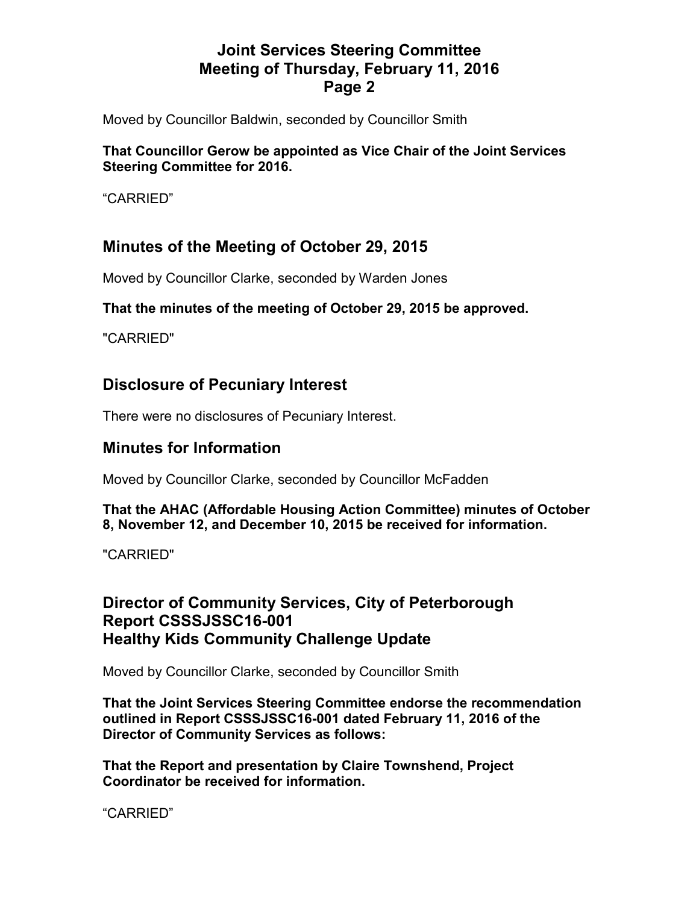Moved by Councillor Baldwin, seconded by Councillor Smith

**That Councillor Gerow be appointed as Vice Chair of the Joint Services Steering Committee for 2016.**

“CARRIED”

## Minutes of the Meeting of October 29, 2015

Moved by Councillor Clarke, seconded by Warden Jones

**That the minutes of the meeting of October 29, 2015 be approved.**

"CARRIED"

## Disclosure of Pecuniary Interest

There were no disclosures of Pecuniary Interest.

## Minutes for Information

Moved by Councillor Clarke, seconded by Councillor McFadden

**That the AHAC (Affordable Housing Action Committee) minutes of October 8, November 12, and December 10, 2015 be received for information.**

"CARRIED"

## Director of Community Services, City of Peterborough Report CSSSJSSC16-001 Healthy Kids Community Challenge Update

Moved by Councillor Clarke, seconded by Councillor Smith

**That the Joint Services Steering Committee endorse the recommendation outlined in Report CSSSJSSC16-001 dated February 11, 2016 of the Director of Community Services as follows:**

**That the Report and presentation by Claire Townshend, Project Coordinator be received for information.**

“CARRIED”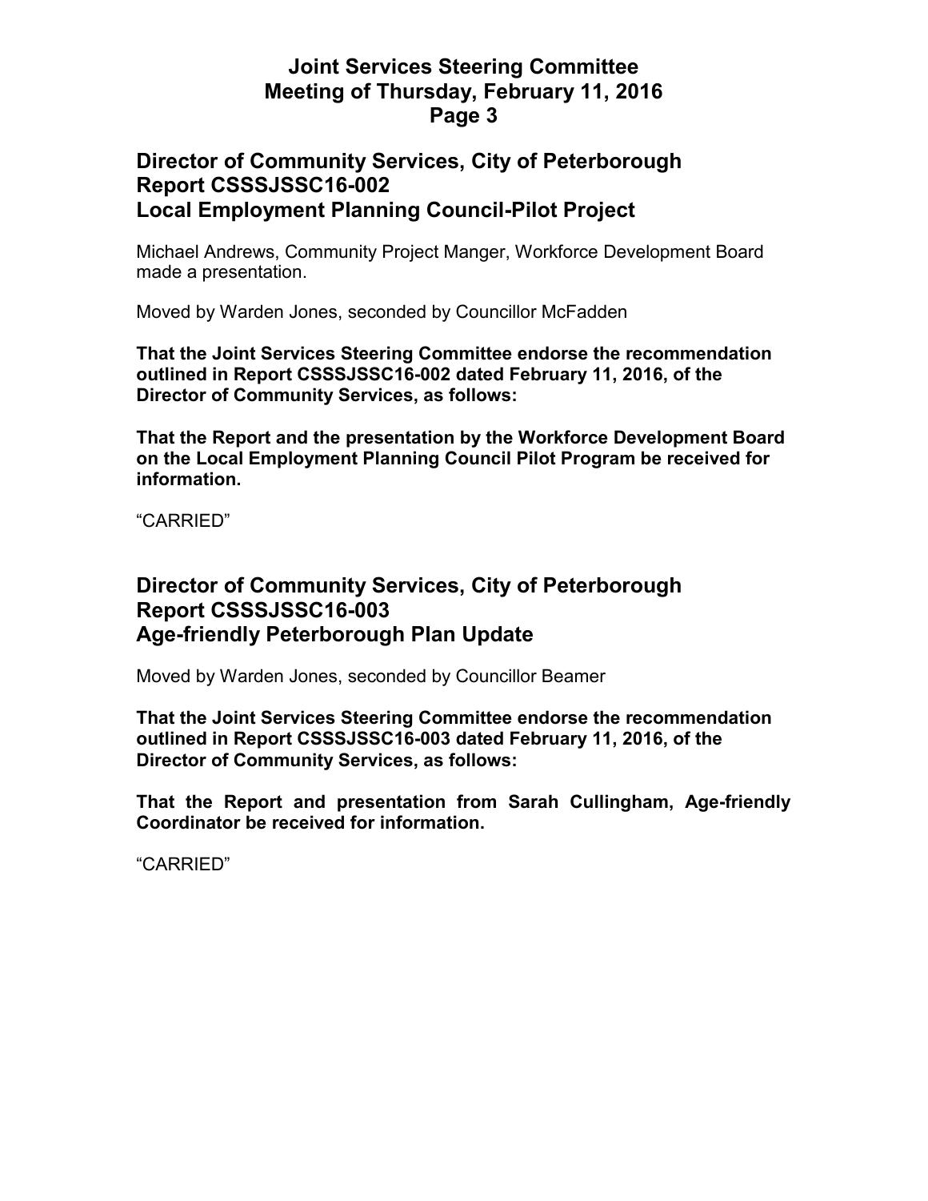## Director of Community Services, City of Peterborough
## Report CSSSJSSC16-002
## Local Employment Planning Council-Pilot Project

Michael Andrews, Community Project Manger, Workforce Development Board made a presentation.

Moved by Warden Jones, seconded by Councillor McFadden

**That the Joint Services Steering Committee endorse the recommendation outlined in Report CSSSJSSC16-002 dated February 11, 2016, of the Director of Community Services, as follows:**

**That the Report and the presentation by the Workforce Development Board on the Local Employment Planning Council Pilot Program be received for information.**

"CARRIED"

## Director of Community Services, City of Peterborough
## Report CSSSJSSC16-003
## Age-friendly Peterborough Plan Update

Moved by Warden Jones, seconded by Councillor Beamer

**That the Joint Services Steering Committee endorse the recommendation outlined in Report CSSSJSSC16-003 dated February 11, 2016, of the Director of Community Services, as follows:**

**That the Report and presentation from Sarah Cullingham, Age-friendly Coordinator be received for information.**

"CARRIED"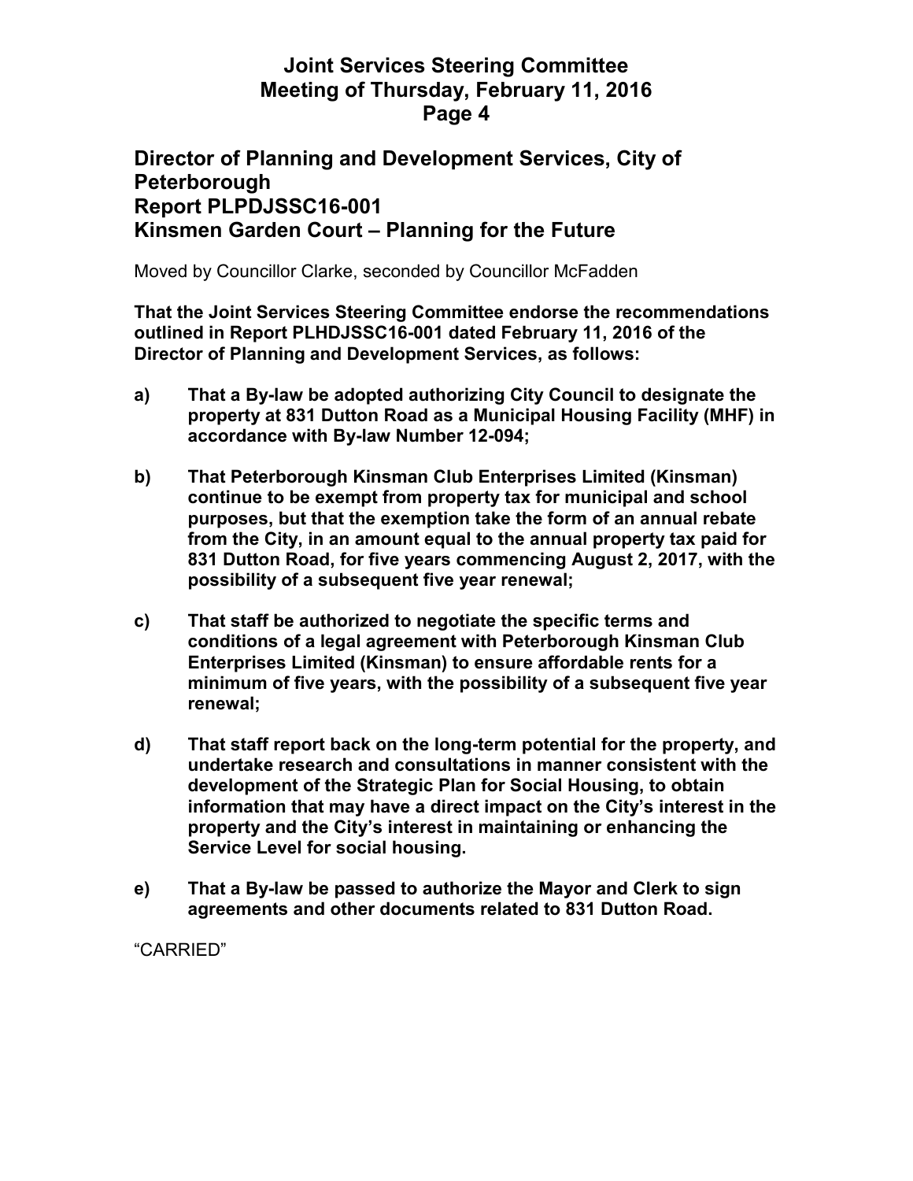## Director of Planning and Development Services, City of Peterborough
## Report PLPDJSSC16-001
## Kinsmen Garden Court – Planning for the Future

Moved by Councillor Clarke, seconded by Councillor McFadden

**That the Joint Services Steering Committee endorse the recommendations outlined in Report PLHDJSSC16-001 dated February 11, 2016 of the Director of Planning and Development Services, as follows:**

**a) That a By-law be adopted authorizing City Council to designate the property at 831 Dutton Road as a Municipal Housing Facility (MHF) in accordance with By-law Number 12-094;**

**b) That Peterborough Kinsman Club Enterprises Limited (Kinsman) continue to be exempt from property tax for municipal and school purposes, but that the exemption take the form of an annual rebate from the City, in an amount equal to the annual property tax paid for 831 Dutton Road, for five years commencing August 2, 2017, with the possibility of a subsequent five year renewal;**

**c) That staff be authorized to negotiate the specific terms and conditions of a legal agreement with Peterborough Kinsman Club Enterprises Limited (Kinsman) to ensure affordable rents for a minimum of five years, with the possibility of a subsequent five year renewal;**

**d) That staff report back on the long-term potential for the property, and undertake research and consultations in manner consistent with the development of the Strategic Plan for Social Housing, to obtain information that may have a direct impact on the City's interest in the property and the City's interest in maintaining or enhancing the Service Level for social housing.**

**e) That a By-law be passed to authorize the Mayor and Clerk to sign agreements and other documents related to 831 Dutton Road.**

"CARRIED"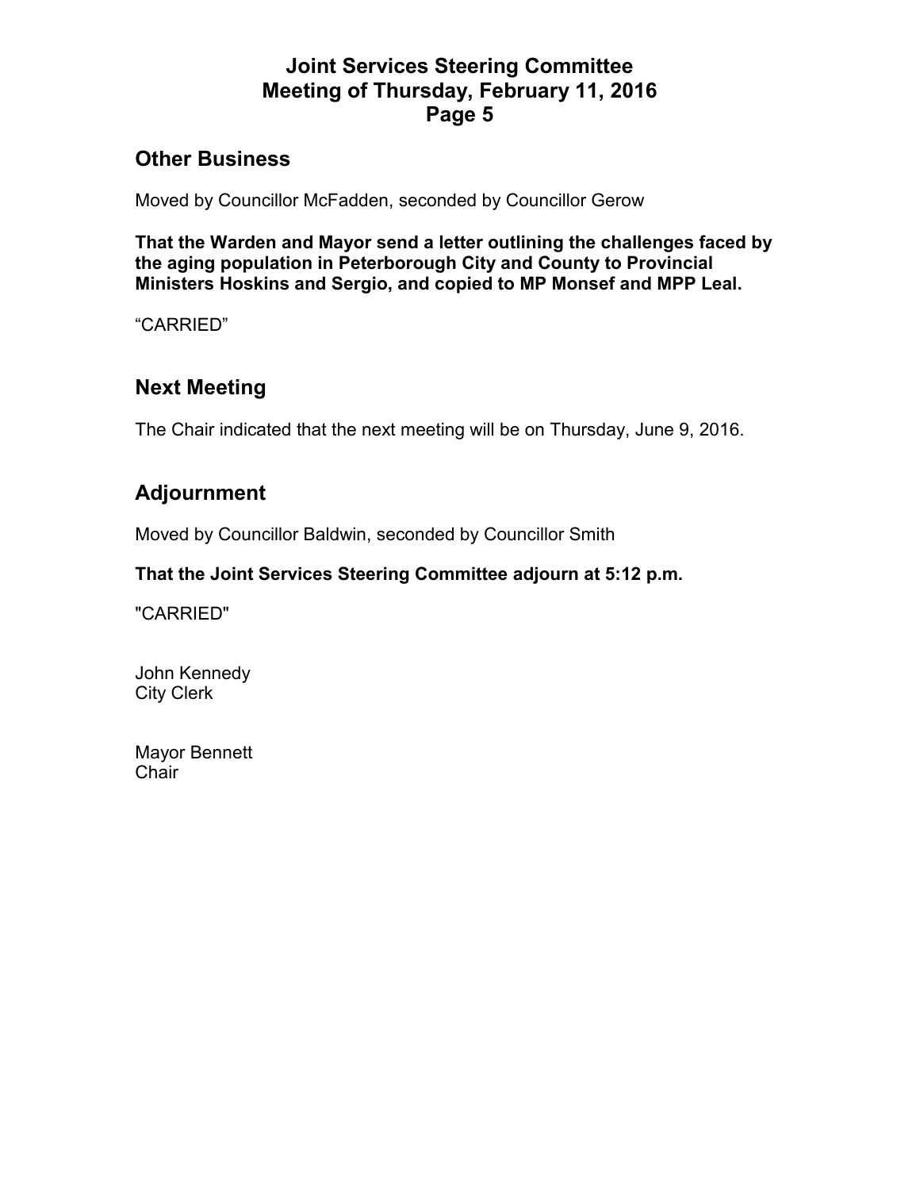## Other Business

Moved by Councillor McFadden, seconded by Councillor Gerow

**That the Warden and Mayor send a letter outlining the challenges faced by the aging population in Peterborough City and County to Provincial Ministers Hoskins and Sergio, and copied to MP Monsef and MPP Leal.**

“CARRIED”

## Next Meeting

The Chair indicated that the next meeting will be on Thursday, June 9, 2016.

## Adjournment

Moved by Councillor Baldwin, seconded by Councillor Smith

**That the Joint Services Steering Committee adjourn at 5:12 p.m.**

"CARRIED"

John Kennedy
City Clerk

Mayor Bennett
Chair